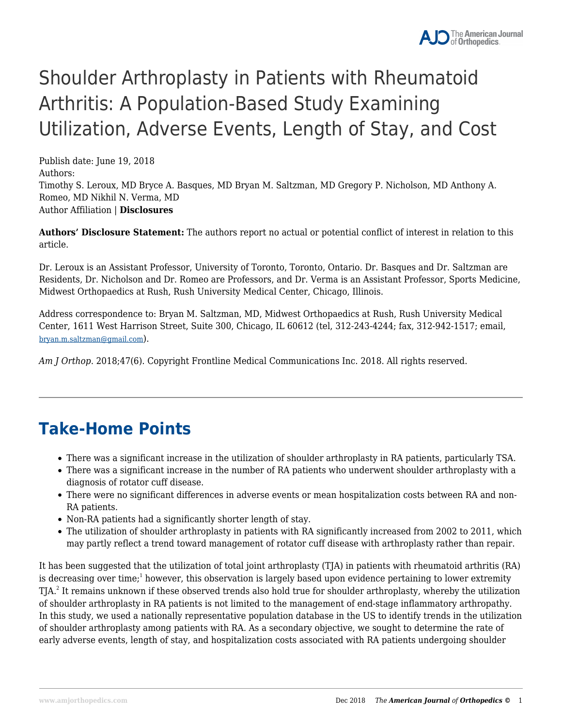# Shoulder Arthroplasty in Patients with Rheumatoid Arthritis: A Population-Based Study Examining Utilization, Adverse Events, Length of Stay, and Cost

Publish date: June 19, 2018

Authors:

Timothy S. Leroux, MD Bryce A. Basques, MD Bryan M. Saltzman, MD Gregory P. Nicholson, MD Anthony A. Romeo, MD Nikhil N. Verma, MD

Author Affiliation | **Disclosures**

**Authors' Disclosure Statement:** The authors report no actual or potential conflict of interest in relation to this article.

Dr. Leroux is an Assistant Professor, University of Toronto, Toronto, Ontario. Dr. Basques and Dr. Saltzman are Residents, Dr. Nicholson and Dr. Romeo are Professors, and Dr. Verma is an Assistant Professor, Sports Medicine, Midwest Orthopaedics at Rush, Rush University Medical Center, Chicago, Illinois.

Address correspondence to: Bryan M. Saltzman, MD, Midwest Orthopaedics at Rush, Rush University Medical Center, 1611 West Harrison Street, Suite 300, Chicago, IL 60612 (tel, 312-243-4244; fax, 312-942-1517; email, bryan.m.saltzman@gmail.com).

*Am J Orthop*. 2018;47(6). Copyright Frontline Medical Communications Inc. 2018. All rights reserved.

---

## Take-Home Points

- There was a significant increase in the utilization of shoulder arthroplasty in RA patients, particularly TSA.
- There was a significant increase in the number of RA patients who underwent shoulder arthroplasty with a diagnosis of rotator cuff disease.
- There were no significant differences in adverse events or mean hospitalization costs between RA and non-RA patients.
- Non-RA patients had a significantly shorter length of stay.
- The utilization of shoulder arthroplasty in patients with RA significantly increased from 2002 to 2011, which may partly reflect a trend toward management of rotator cuff disease with arthroplasty rather than repair.

It has been suggested that the utilization of total joint arthroplasty (TJA) in patients with rheumatoid arthritis (RA) is decreasing over time;[1] however, this observation is largely based upon evidence pertaining to lower extremity TJA.[2] It remains unknown if these observed trends also hold true for shoulder arthroplasty, whereby the utilization of shoulder arthroplasty in RA patients is not limited to the management of end-stage inflammatory arthropathy. In this study, we used a nationally representative population database in the US to identify trends in the utilization of shoulder arthroplasty among patients with RA. As a secondary objective, we sought to determine the rate of early adverse events, length of stay, and hospitalization costs associated with RA patients undergoing shoulder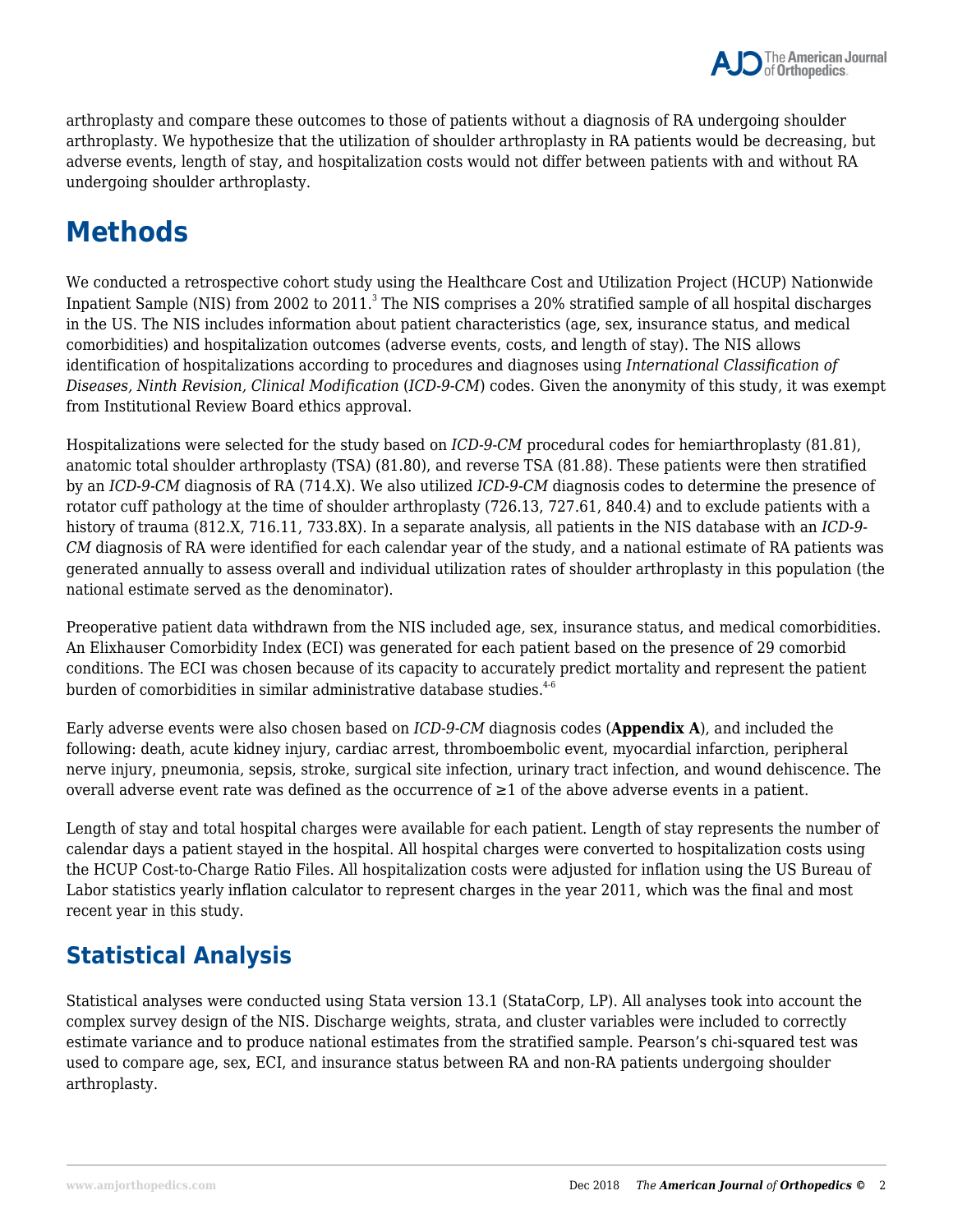arthroplasty and compare these outcomes to those of patients without a diagnosis of RA undergoing shoulder arthroplasty. We hypothesize that the utilization of shoulder arthroplasty in RA patients would be decreasing, but adverse events, length of stay, and hospitalization costs would not differ between patients with and without RA undergoing shoulder arthroplasty.

# Methods

We conducted a retrospective cohort study using the Healthcare Cost and Utilization Project (HCUP) Nationwide Inpatient Sample (NIS) from 2002 to 2011.[3] The NIS comprises a 20% stratified sample of all hospital discharges in the US. The NIS includes information about patient characteristics (age, sex, insurance status, and medical comorbidities) and hospitalization outcomes (adverse events, costs, and length of stay). The NIS allows identification of hospitalizations according to procedures and diagnoses using *International Classification of Diseases, Ninth Revision, Clinical Modification* (*ICD-9-CM*) codes. Given the anonymity of this study, it was exempt from Institutional Review Board ethics approval.

Hospitalizations were selected for the study based on *ICD-9-CM* procedural codes for hemiarthroplasty (81.81), anatomic total shoulder arthroplasty (TSA) (81.80), and reverse TSA (81.88). These patients were then stratified by an *ICD-9-CM* diagnosis of RA (714.X). We also utilized *ICD-9-CM* diagnosis codes to determine the presence of rotator cuff pathology at the time of shoulder arthroplasty (726.13, 727.61, 840.4) and to exclude patients with a history of trauma (812.X, 716.11, 733.8X). In a separate analysis, all patients in the NIS database with an *ICD-9-CM* diagnosis of RA were identified for each calendar year of the study, and a national estimate of RA patients was generated annually to assess overall and individual utilization rates of shoulder arthroplasty in this population (the national estimate served as the denominator).

Preoperative patient data withdrawn from the NIS included age, sex, insurance status, and medical comorbidities. An Elixhauser Comorbidity Index (ECI) was generated for each patient based on the presence of 29 comorbid conditions. The ECI was chosen because of its capacity to accurately predict mortality and represent the patient burden of comorbidities in similar administrative database studies.[4-6]

Early adverse events were also chosen based on *ICD-9-CM* diagnosis codes (**Appendix A**), and included the following: death, acute kidney injury, cardiac arrest, thromboembolic event, myocardial infarction, peripheral nerve injury, pneumonia, sepsis, stroke, surgical site infection, urinary tract infection, and wound dehiscence. The overall adverse event rate was defined as the occurrence of ≥1 of the above adverse events in a patient.

Length of stay and total hospital charges were available for each patient. Length of stay represents the number of calendar days a patient stayed in the hospital. All hospital charges were converted to hospitalization costs using the HCUP Cost-to-Charge Ratio Files. All hospitalization costs were adjusted for inflation using the US Bureau of Labor statistics yearly inflation calculator to represent charges in the year 2011, which was the final and most recent year in this study.

## Statistical Analysis

Statistical analyses were conducted using Stata version 13.1 (StataCorp, LP). All analyses took into account the complex survey design of the NIS. Discharge weights, strata, and cluster variables were included to correctly estimate variance and to produce national estimates from the stratified sample. Pearson's chi-squared test was used to compare age, sex, ECI, and insurance status between RA and non-RA patients undergoing shoulder arthroplasty.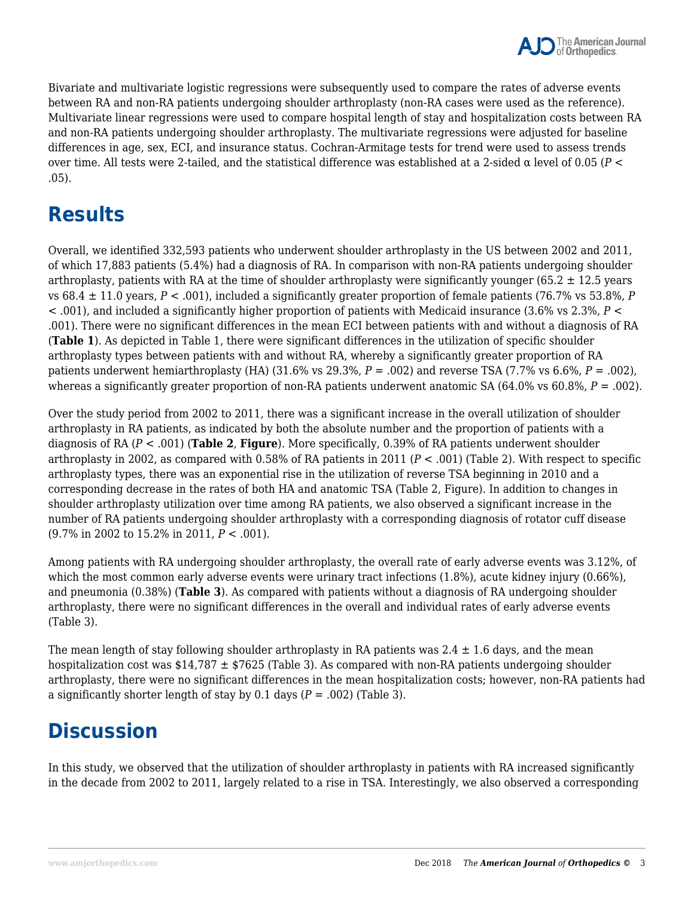Bivariate and multivariate logistic regressions were subsequently used to compare the rates of adverse events between RA and non-RA patients undergoing shoulder arthroplasty (non-RA cases were used as the reference). Multivariate linear regressions were used to compare hospital length of stay and hospitalization costs between RA and non-RA patients undergoing shoulder arthroplasty. The multivariate regressions were adjusted for baseline differences in age, sex, ECI, and insurance status. Cochran-Armitage tests for trend were used to assess trends over time. All tests were 2-tailed, and the statistical difference was established at a 2-sided α level of 0.05 ($P < .05$).

## Results

Overall, we identified 332,593 patients who underwent shoulder arthroplasty in the US between 2002 and 2011, of which 17,883 patients (5.4%) had a diagnosis of RA. In comparison with non-RA patients undergoing shoulder arthroplasty, patients with RA at the time of shoulder arthroplasty were significantly younger (65.2 ± 12.5 years vs 68.4 ± 11.0 years, $P < .001$), included a significantly greater proportion of female patients (76.7% vs 53.8%, $P < .001$), and included a significantly higher proportion of patients with Medicaid insurance (3.6% vs 2.3%, $P < .001$). There were no significant differences in the mean ECI between patients with and without a diagnosis of RA (**Table 1**). As depicted in Table 1, there were significant differences in the utilization of specific shoulder arthroplasty types between patients with and without RA, whereby a significantly greater proportion of RA patients underwent hemiarthroplasty (HA) (31.6% vs 29.3%, $P = .002$) and reverse TSA (7.7% vs 6.6%, $P = .002$), whereas a significantly greater proportion of non-RA patients underwent anatomic SA (64.0% vs 60.8%, $P = .002$).

Over the study period from 2002 to 2011, there was a significant increase in the overall utilization of shoulder arthroplasty in RA patients, as indicated by both the absolute number and the proportion of patients with a diagnosis of RA ($P < .001$) (**Table 2**, **Figure**). More specifically, 0.39% of RA patients underwent shoulder arthroplasty in 2002, as compared with 0.58% of RA patients in 2011 ($P < .001$) (Table 2). With respect to specific arthroplasty types, there was an exponential rise in the utilization of reverse TSA beginning in 2010 and a corresponding decrease in the rates of both HA and anatomic TSA (Table 2, Figure). In addition to changes in shoulder arthroplasty utilization over time among RA patients, we also observed a significant increase in the number of RA patients undergoing shoulder arthroplasty with a corresponding diagnosis of rotator cuff disease (9.7% in 2002 to 15.2% in 2011, $P < .001$).

Among patients with RA undergoing shoulder arthroplasty, the overall rate of early adverse events was 3.12%, of which the most common early adverse events were urinary tract infections (1.8%), acute kidney injury (0.66%), and pneumonia (0.38%) (**Table 3**). As compared with patients without a diagnosis of RA undergoing shoulder arthroplasty, there were no significant differences in the overall and individual rates of early adverse events (Table 3).

The mean length of stay following shoulder arthroplasty in RA patients was 2.4 ± 1.6 days, and the mean hospitalization cost was $14,787 ± $7625 (Table 3). As compared with non-RA patients undergoing shoulder arthroplasty, there were no significant differences in the mean hospitalization costs; however, non-RA patients had a significantly shorter length of stay by 0.1 days ($P = .002$) (Table 3).

## Discussion

In this study, we observed that the utilization of shoulder arthroplasty in patients with RA increased significantly in the decade from 2002 to 2011, largely related to a rise in TSA. Interestingly, we also observed a corresponding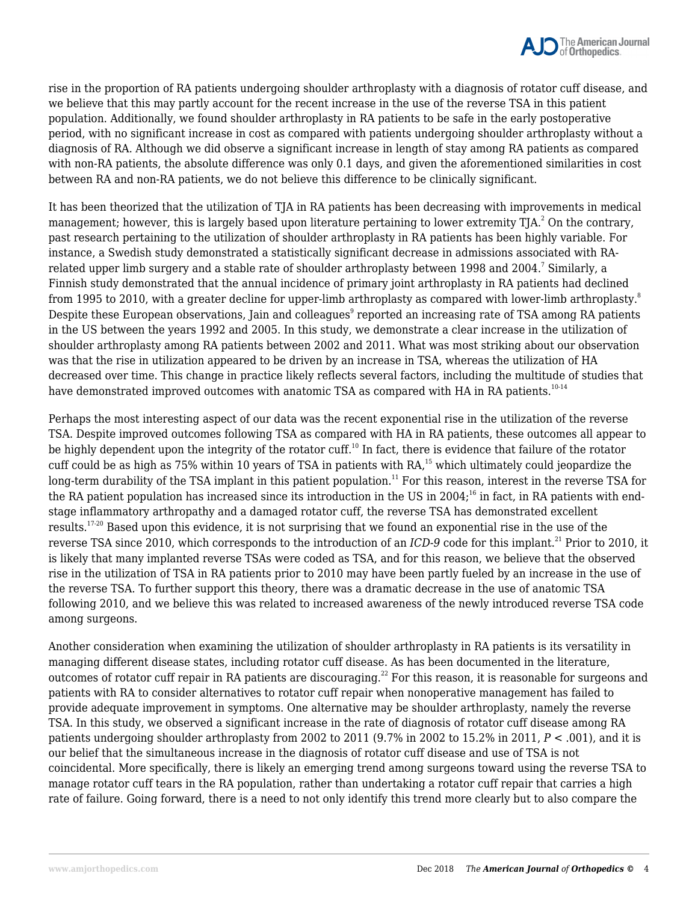rise in the proportion of RA patients undergoing shoulder arthroplasty with a diagnosis of rotator cuff disease, and we believe that this may partly account for the recent increase in the use of the reverse TSA in this patient population. Additionally, we found shoulder arthroplasty in RA patients to be safe in the early postoperative period, with no significant increase in cost as compared with patients undergoing shoulder arthroplasty without a diagnosis of RA. Although we did observe a significant increase in length of stay among RA patients as compared with non-RA patients, the absolute difference was only 0.1 days, and given the aforementioned similarities in cost between RA and non-RA patients, we do not believe this difference to be clinically significant.

It has been theorized that the utilization of TJA in RA patients has been decreasing with improvements in medical management; however, this is largely based upon literature pertaining to lower extremity TJA.[2] On the contrary, past research pertaining to the utilization of shoulder arthroplasty in RA patients has been highly variable. For instance, a Swedish study demonstrated a statistically significant decrease in admissions associated with RA-related upper limb surgery and a stable rate of shoulder arthroplasty between 1998 and 2004.[7] Similarly, a Finnish study demonstrated that the annual incidence of primary joint arthroplasty in RA patients had declined from 1995 to 2010, with a greater decline for upper-limb arthroplasty as compared with lower-limb arthroplasty.[8] Despite these European observations, Jain and colleagues[9] reported an increasing rate of TSA among RA patients in the US between the years 1992 and 2005. In this study, we demonstrate a clear increase in the utilization of shoulder arthroplasty among RA patients between 2002 and 2011. What was most striking about our observation was that the rise in utilization appeared to be driven by an increase in TSA, whereas the utilization of HA decreased over time. This change in practice likely reflects several factors, including the multitude of studies that have demonstrated improved outcomes with anatomic TSA as compared with HA in RA patients.[10-14]

Perhaps the most interesting aspect of our data was the recent exponential rise in the utilization of the reverse TSA. Despite improved outcomes following TSA as compared with HA in RA patients, these outcomes all appear to be highly dependent upon the integrity of the rotator cuff.[10] In fact, there is evidence that failure of the rotator cuff could be as high as 75% within 10 years of TSA in patients with RA,[15] which ultimately could jeopardize the long-term durability of the TSA implant in this patient population.[11] For this reason, interest in the reverse TSA for the RA patient population has increased since its introduction in the US in 2004;[16] in fact, in RA patients with end-stage inflammatory arthropathy and a damaged rotator cuff, the reverse TSA has demonstrated excellent results.[17-20] Based upon this evidence, it is not surprising that we found an exponential rise in the use of the reverse TSA since 2010, which corresponds to the introduction of an *ICD-9* code for this implant.[21] Prior to 2010, it is likely that many implanted reverse TSAs were coded as TSA, and for this reason, we believe that the observed rise in the utilization of TSA in RA patients prior to 2010 may have been partly fueled by an increase in the use of the reverse TSA. To further support this theory, there was a dramatic decrease in the use of anatomic TSA following 2010, and we believe this was related to increased awareness of the newly introduced reverse TSA code among surgeons.

Another consideration when examining the utilization of shoulder arthroplasty in RA patients is its versatility in managing different disease states, including rotator cuff disease. As has been documented in the literature, outcomes of rotator cuff repair in RA patients are discouraging.[22] For this reason, it is reasonable for surgeons and patients with RA to consider alternatives to rotator cuff repair when nonoperative management has failed to provide adequate improvement in symptoms. One alternative may be shoulder arthroplasty, namely the reverse TSA. In this study, we observed a significant increase in the rate of diagnosis of rotator cuff disease among RA patients undergoing shoulder arthroplasty from 2002 to 2011 (9.7% in 2002 to 15.2% in 2011, $P < .001$), and it is our belief that the simultaneous increase in the diagnosis of rotator cuff disease and use of TSA is not coincidental. More specifically, there is likely an emerging trend among surgeons toward using the reverse TSA to manage rotator cuff tears in the RA population, rather than undertaking a rotator cuff repair that carries a high rate of failure. Going forward, there is a need to not only identify this trend more clearly but to also compare the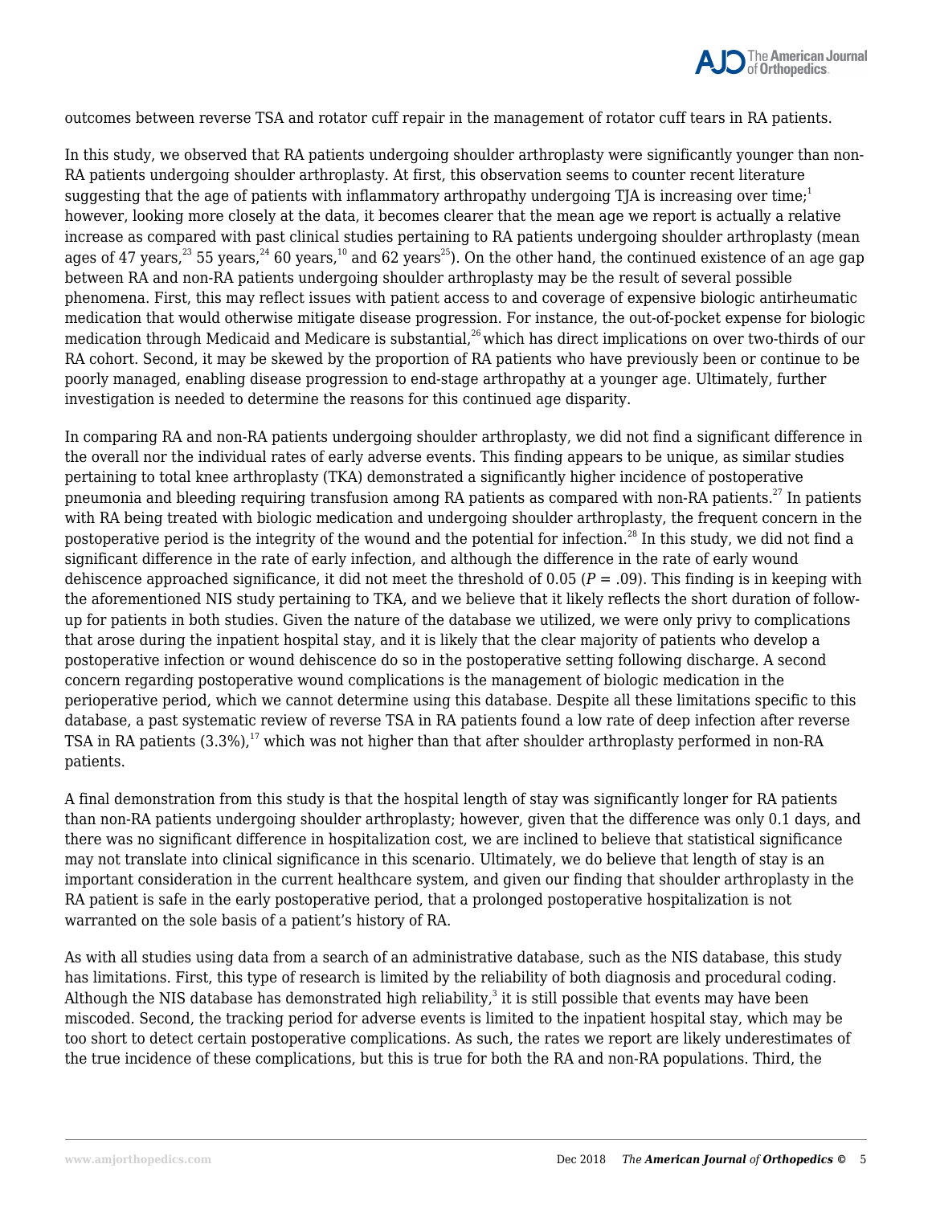outcomes between reverse TSA and rotator cuff repair in the management of rotator cuff tears in RA patients.

In this study, we observed that RA patients undergoing shoulder arthroplasty were significantly younger than non-RA patients undergoing shoulder arthroplasty. At first, this observation seems to counter recent literature suggesting that the age of patients with inflammatory arthropathy undergoing TJA is increasing over time;[1] however, looking more closely at the data, it becomes clearer that the mean age we report is actually a relative increase as compared with past clinical studies pertaining to RA patients undergoing shoulder arthroplasty (mean ages of 47 years,[23] 55 years,[24] 60 years,[10] and 62 years[25]). On the other hand, the continued existence of an age gap between RA and non-RA patients undergoing shoulder arthroplasty may be the result of several possible phenomena. First, this may reflect issues with patient access to and coverage of expensive biologic antirheumatic medication that would otherwise mitigate disease progression. For instance, the out-of-pocket expense for biologic medication through Medicaid and Medicare is substantial,[26] which has direct implications on over two-thirds of our RA cohort. Second, it may be skewed by the proportion of RA patients who have previously been or continue to be poorly managed, enabling disease progression to end-stage arthropathy at a younger age. Ultimately, further investigation is needed to determine the reasons for this continued age disparity.

In comparing RA and non-RA patients undergoing shoulder arthroplasty, we did not find a significant difference in the overall nor the individual rates of early adverse events. This finding appears to be unique, as similar studies pertaining to total knee arthroplasty (TKA) demonstrated a significantly higher incidence of postoperative pneumonia and bleeding requiring transfusion among RA patients as compared with non-RA patients.[27] In patients with RA being treated with biologic medication and undergoing shoulder arthroplasty, the frequent concern in the postoperative period is the integrity of the wound and the potential for infection.[28] In this study, we did not find a significant difference in the rate of early infection, and although the difference in the rate of early wound dehiscence approached significance, it did not meet the threshold of 0.05 ($P = .09$). This finding is in keeping with the aforementioned NIS study pertaining to TKA, and we believe that it likely reflects the short duration of follow-up for patients in both studies. Given the nature of the database we utilized, we were only privy to complications that arose during the inpatient hospital stay, and it is likely that the clear majority of patients who develop a postoperative infection or wound dehiscence do so in the postoperative setting following discharge. A second concern regarding postoperative wound complications is the management of biologic medication in the perioperative period, which we cannot determine using this database. Despite all these limitations specific to this database, a past systematic review of reverse TSA in RA patients found a low rate of deep infection after reverse TSA in RA patients (3.3%),[17] which was not higher than that after shoulder arthroplasty performed in non-RA patients.

A final demonstration from this study is that the hospital length of stay was significantly longer for RA patients than non-RA patients undergoing shoulder arthroplasty; however, given that the difference was only 0.1 days, and there was no significant difference in hospitalization cost, we are inclined to believe that statistical significance may not translate into clinical significance in this scenario. Ultimately, we do believe that length of stay is an important consideration in the current healthcare system, and given our finding that shoulder arthroplasty in the RA patient is safe in the early postoperative period, that a prolonged postoperative hospitalization is not warranted on the sole basis of a patient's history of RA.

As with all studies using data from a search of an administrative database, such as the NIS database, this study has limitations. First, this type of research is limited by the reliability of both diagnosis and procedural coding. Although the NIS database has demonstrated high reliability,[3] it is still possible that events may have been miscoded. Second, the tracking period for adverse events is limited to the inpatient hospital stay, which may be too short to detect certain postoperative complications. As such, the rates we report are likely underestimates of the true incidence of these complications, but this is true for both the RA and non-RA populations. Third, the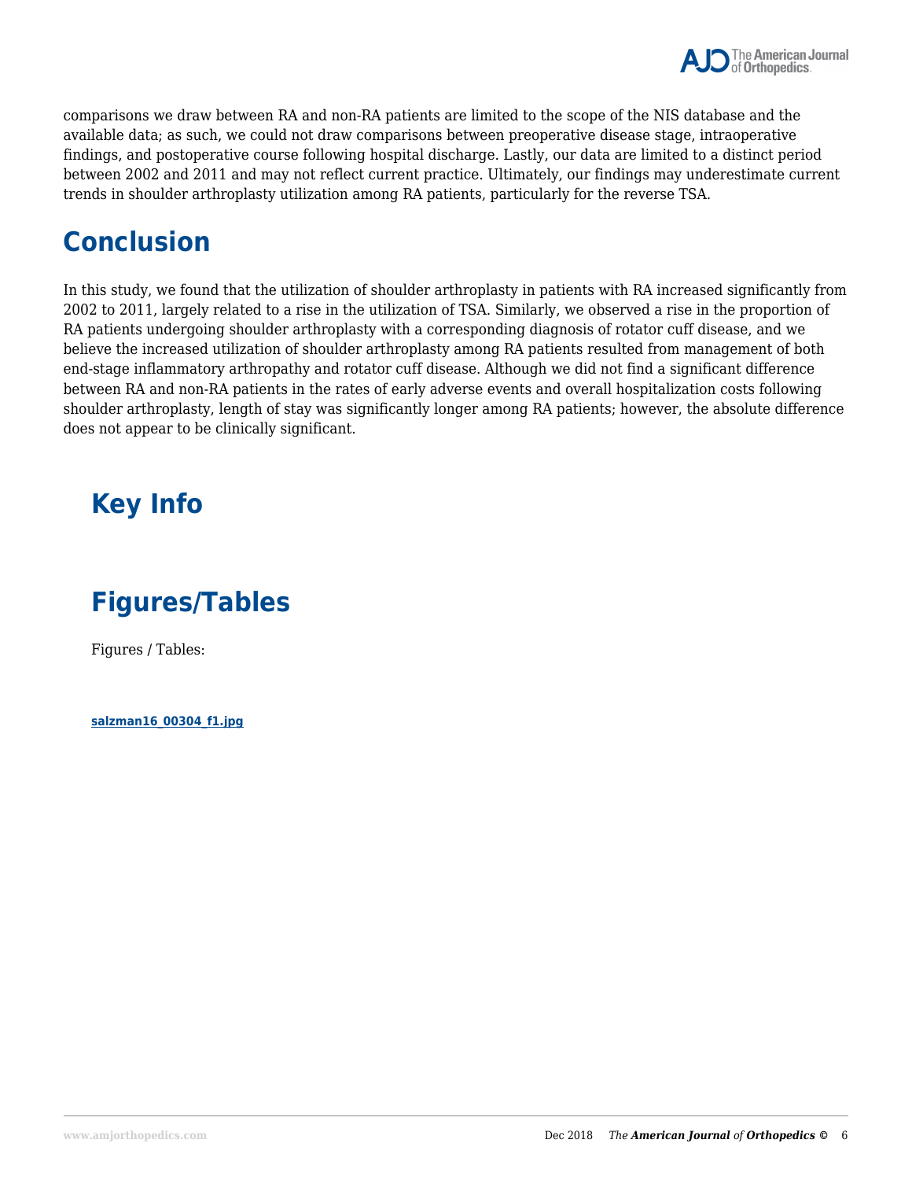comparisons we draw between RA and non-RA patients are limited to the scope of the NIS database and the available data; as such, we could not draw comparisons between preoperative disease stage, intraoperative findings, and postoperative course following hospital discharge. Lastly, our data are limited to a distinct period between 2002 and 2011 and may not reflect current practice. Ultimately, our findings may underestimate current trends in shoulder arthroplasty utilization among RA patients, particularly for the reverse TSA.

## Conclusion

In this study, we found that the utilization of shoulder arthroplasty in patients with RA increased significantly from 2002 to 2011, largely related to a rise in the utilization of TSA. Similarly, we observed a rise in the proportion of RA patients undergoing shoulder arthroplasty with a corresponding diagnosis of rotator cuff disease, and we believe the increased utilization of shoulder arthroplasty among RA patients resulted from management of both end-stage inflammatory arthropathy and rotator cuff disease. Although we did not find a significant difference between RA and non-RA patients in the rates of early adverse events and overall hospitalization costs following shoulder arthroplasty, length of stay was significantly longer among RA patients; however, the absolute difference does not appear to be clinically significant.

## Key Info

## Figures/Tables

Figures / Tables:

**salzman16_00304_f1.jpg**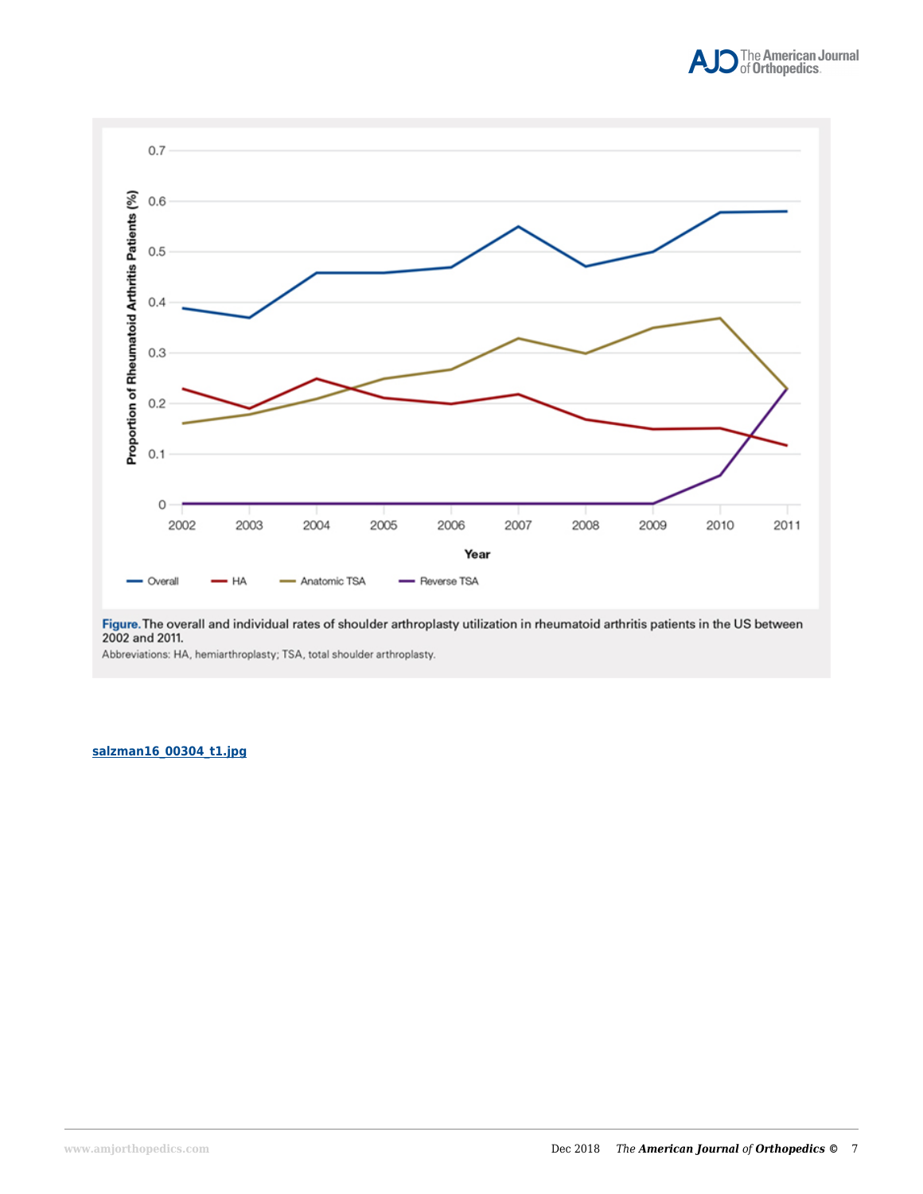**Figure.** The overall and individual rates of shoulder arthroplasty utilization in rheumatoid arthritis patients in the US between 2002 and 2011.

Abbreviations: HA, hemiarthroplasty; TSA, total shoulder arthroplasty.

**salzman16_00304_t1.jpg**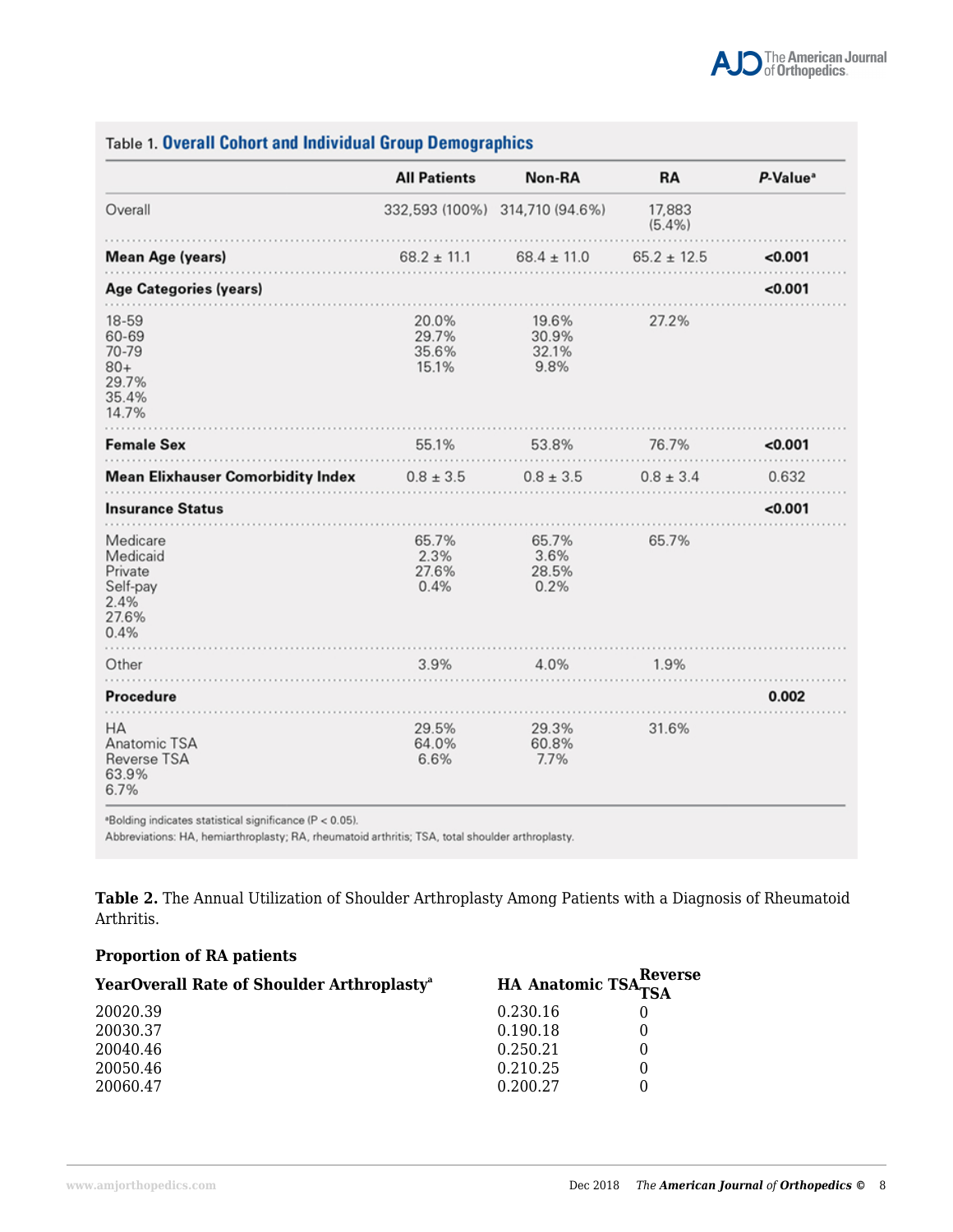Table 1. **Overall Cohort and Individual Group Demographics**

| | All Patients | Non-RA | RA | *P*-Value[a] |
|---|---|---|---|---|
| Overall | 332,593 (100%) | 314,710 (94.6%) | 17,883 (5.4%) | |
| **Mean Age (years)** | 68.2 ± 11.1 | 68.4 ± 11.0 | 65.2 ± 12.5 | **<0.001** |
| **Age Categories (years)** | | | | **<0.001** |
| 18-59<br>60-69<br>70-79<br>80+<br>29.7%<br>35.4%<br>14.7% | 20.0%<br>29.7%<br>35.6%<br>15.1% | 19.6%<br>30.9%<br>32.1%<br>9.8% | 27.2% | |
| **Female Sex** | 55.1% | 53.8% | 76.7% | **<0.001** |
| **Mean Elixhauser Comorbidity Index** | 0.8 ± 3.5 | 0.8 ± 3.5 | 0.8 ± 3.4 | 0.632 |
| **Insurance Status** | | | | **<0.001** |
| Medicare<br>Medicaid<br>Private<br>Self-pay<br>2.4%<br>27.6%<br>0.4% | 65.7%<br>2.3%<br>27.6%<br>0.4% | 65.7%<br>3.6%<br>28.5%<br>0.2% | 65.7% | |
| Other | 3.9% | 4.0% | 1.9% | |
| **Procedure** | | | | **0.002** |
| HA<br>Anatomic TSA<br>Reverse TSA<br>63.9%<br>6.7% | 29.5%<br>64.0%<br>6.6% | 29.3%<br>60.8%<br>7.7% | 31.6% | |

[a]Bolding indicates statistical significance (P < 0.05).

Abbreviations: HA, hemiarthroplasty; RA, rheumatoid arthritis; TSA, total shoulder arthroplasty.

**Table 2.** The Annual Utilization of Shoulder Arthroplasty Among Patients with a Diagnosis of Rheumatoid Arthritis.

**Proportion of RA patients**

| **YearOverall Rate of Shoulder Arthroplasty**[a] | **HA Anatomic TSA** | **Reverse TSA** |
|---|---|---|
| 20020.39 | 0.230.16 | 0 |
| 20030.37 | 0.190.18 | 0 |
| 20040.46 | 0.250.21 | 0 |
| 20050.46 | 0.210.25 | 0 |
| 20060.47 | 0.200.27 | 0 |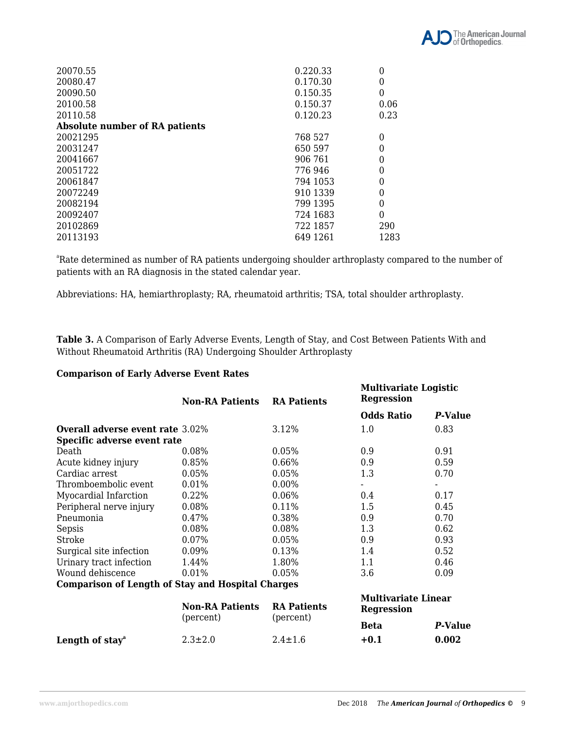| | | |
|---|---|---|
| 20070.55 | 0.220.33 | 0 |
| 20080.47 | 0.170.30 | 0 |
| 20090.50 | 0.150.35 | 0 |
| 20100.58 | 0.150.37 | 0.06 |
| 20110.58 | 0.120.23 | 0.23 |
| **Absolute number of RA patients** | | |
| 20021295 | 768 527 | 0 |
| 20031247 | 650 597 | 0 |
| 20041667 | 906 761 | 0 |
| 20051722 | 776 946 | 0 |
| 20061847 | 794 1053 | 0 |
| 20072249 | 910 1339 | 0 |
| 20082194 | 799 1395 | 0 |
| 20092407 | 724 1683 | 0 |
| 20102869 | 722 1857 | 290 |
| 20113193 | 649 1261 | 1283 |

[a]Rate determined as number of RA patients undergoing shoulder arthroplasty compared to the number of patients with an RA diagnosis in the stated calendar year.

Abbreviations: HA, hemiarthroplasty; RA, rheumatoid arthritis; TSA, total shoulder arthroplasty.

**Table 3.** A Comparison of Early Adverse Events, Length of Stay, and Cost Between Patients With and Without Rheumatoid Arthritis (RA) Undergoing Shoulder Arthroplasty

| **Comparison of Early Adverse Event Rates** | | | | |
|---|---|---|---|---|
| | **Non-RA Patients** | **RA Patients** | **Multivariate Logistic Regression** | |
| | | | **Odds Ratio** | ***P*-Value** |
| **Overall adverse event rate** | 3.02% | 3.12% | 1.0 | 0.83 |
| **Specific adverse event rate** | | | | |
| Death | 0.08% | 0.05% | 0.9 | 0.91 |
| Acute kidney injury | 0.85% | 0.66% | 0.9 | 0.59 |
| Cardiac arrest | 0.05% | 0.05% | 1.3 | 0.70 |
| Thromboembolic event | 0.01% | 0.00% | - | - |
| Myocardial Infarction | 0.22% | 0.06% | 0.4 | 0.17 |
| Peripheral nerve injury | 0.08% | 0.11% | 1.5 | 0.45 |
| Pneumonia | 0.47% | 0.38% | 0.9 | 0.70 |
| Sepsis | 0.08% | 0.08% | 1.3 | 0.62 |
| Stroke | 0.07% | 0.05% | 0.9 | 0.93 |
| Surgical site infection | 0.09% | 0.13% | 1.4 | 0.52 |
| Urinary tract infection | 1.44% | 1.80% | 1.1 | 0.46 |
| Wound dehiscence | 0.01% | 0.05% | 3.6 | 0.09 |
| **Comparison of Length of Stay and Hospital Charges** | | | | |
| | **Non-RA Patients** (percent) | **RA Patients** (percent) | **Multivariate Linear Regression** | |
| | | | **Beta** | ***P*-Value** |
| **Length of stay**[a] | 2.3±2.0 | 2.4±1.6 | **+0.1** | **0.002** |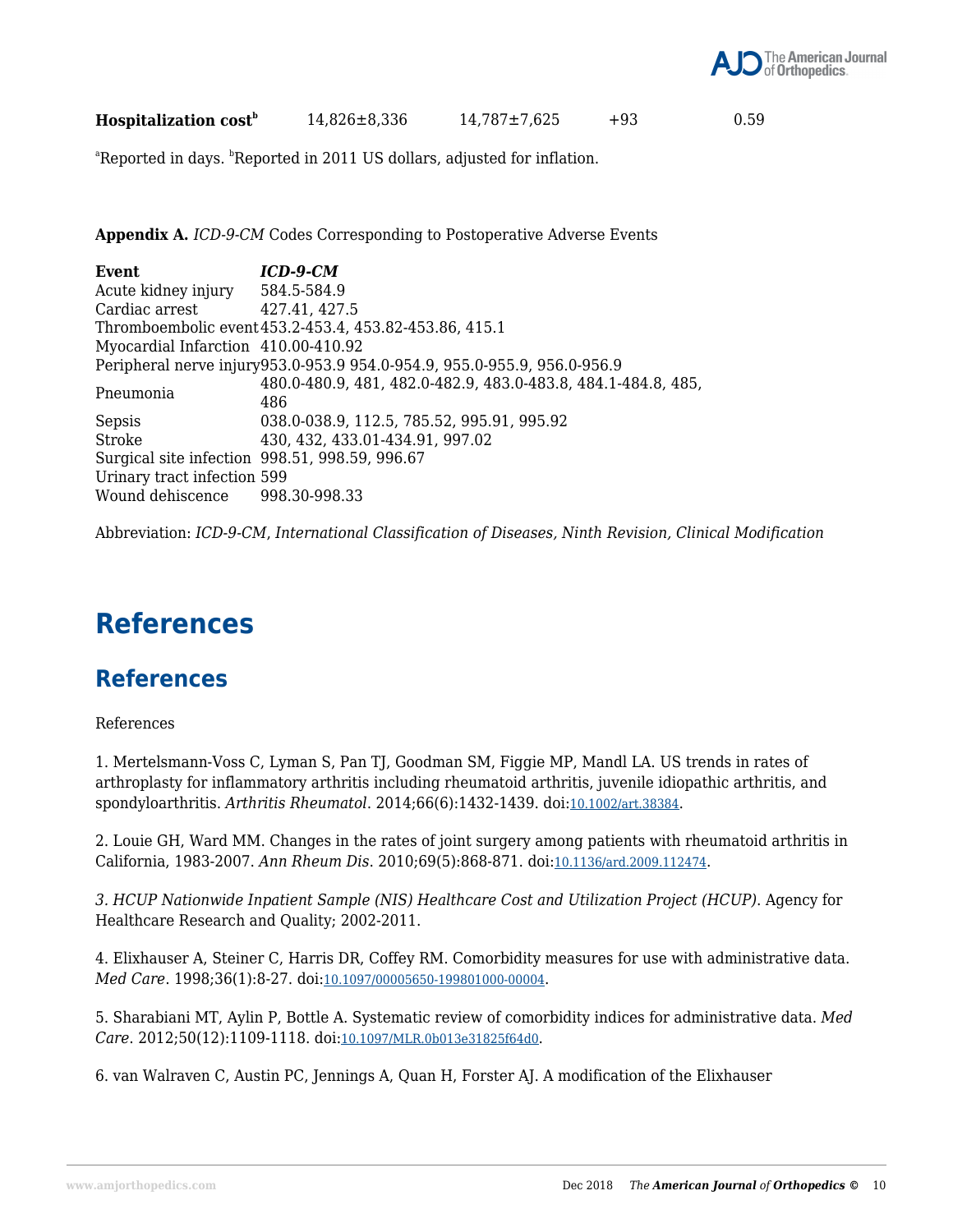| **Hospitalization cost**[b] | 14,826±8,336 | 14,787±7,625 | +93 | 0.59 |
| --- | --- | --- | --- | --- |

[a]Reported in days. [b]Reported in 2011 US dollars, adjusted for inflation.

**Appendix A.** *ICD-9-CM* Codes Corresponding to Postoperative Adverse Events

| Event | *ICD-9-CM* |
| --- | --- |
| Acute kidney injury | 584.5-584.9 |
| Cardiac arrest | 427.41, 427.5 |
| Thromboembolic event | 453.2-453.4, 453.82-453.86, 415.1 |
| Myocardial Infarction | 410.00-410.92 |
| Peripheral nerve injury | 953.0-953.9 954.0-954.9, 955.0-955.9, 956.0-956.9 |
| Pneumonia | 480.0-480.9, 481, 482.0-482.9, 483.0-483.8, 484.1-484.8, 485, 486 |
| Sepsis | 038.0-038.9, 112.5, 785.52, 995.91, 995.92 |
| Stroke | 430, 432, 433.01-434.91, 997.02 |
| Surgical site infection | 998.51, 998.59, 996.67 |
| Urinary tract infection | 599 |
| Wound dehiscence | 998.30-998.33 |

Abbreviation: *ICD-9-CM*, *International Classification of Diseases, Ninth Revision, Clinical Modification*

# References

## References

References

1. Mertelsmann-Voss C, Lyman S, Pan TJ, Goodman SM, Figgie MP, Mandl LA. US trends in rates of arthroplasty for inflammatory arthritis including rheumatoid arthritis, juvenile idiopathic arthritis, and spondyloarthritis. *Arthritis Rheumatol*. 2014;66(6):1432-1439. doi:10.1002/art.38384.

2. Louie GH, Ward MM. Changes in the rates of joint surgery among patients with rheumatoid arthritis in California, 1983-2007. *Ann Rheum Dis*. 2010;69(5):868-871. doi:10.1136/ard.2009.112474.

3. *HCUP Nationwide Inpatient Sample (NIS) Healthcare Cost and Utilization Project (HCUP)*. Agency for Healthcare Research and Quality; 2002-2011.

4. Elixhauser A, Steiner C, Harris DR, Coffey RM. Comorbidity measures for use with administrative data. *Med Care*. 1998;36(1):8-27. doi:10.1097/00005650-199801000-00004.

5. Sharabiani MT, Aylin P, Bottle A. Systematic review of comorbidity indices for administrative data. *Med Care*. 2012;50(12):1109-1118. doi:10.1097/MLR.0b013e31825f64d0.

6. van Walraven C, Austin PC, Jennings A, Quan H, Forster AJ. A modification of the Elixhauser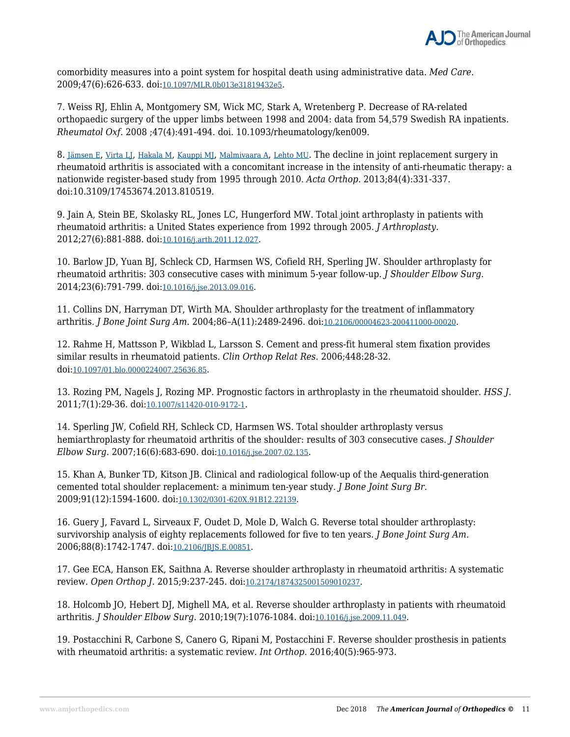comorbidity measures into a point system for hospital death using administrative data. *Med Care*. 2009;47(6):626-633. doi:10.1097/MLR.0b013e31819432e5.

7. Weiss RJ, Ehlin A, Montgomery SM, Wick MC, Stark A, Wretenberg P. Decrease of RA-related orthopaedic surgery of the upper limbs between 1998 and 2004: data from 54,579 Swedish RA inpatients. *Rheumatol Oxf*. 2008 ;47(4):491-494. doi. 10.1093/rheumatology/ken009.

8. Jämsen E, Virta LJ, Hakala M, Kauppi MJ, Malmivaara A, Lehto MU. The decline in joint replacement surgery in rheumatoid arthritis is associated with a concomitant increase in the intensity of anti-rheumatic therapy: a nationwide register-based study from 1995 through 2010. *Acta Orthop*. 2013;84(4):331-337. doi:10.3109/17453674.2013.810519.

9. Jain A, Stein BE, Skolasky RL, Jones LC, Hungerford MW. Total joint arthroplasty in patients with rheumatoid arthritis: a United States experience from 1992 through 2005. *J Arthroplasty*. 2012;27(6):881-888. doi:10.1016/j.arth.2011.12.027.

10. Barlow JD, Yuan BJ, Schleck CD, Harmsen WS, Cofield RH, Sperling JW. Shoulder arthroplasty for rheumatoid arthritis: 303 consecutive cases with minimum 5-year follow-up. *J Shoulder Elbow Surg*. 2014;23(6):791-799. doi:10.1016/j.jse.2013.09.016.

11. Collins DN, Harryman DT, Wirth MA. Shoulder arthroplasty for the treatment of inflammatory arthritis. *J Bone Joint Surg Am*. 2004;86–A(11):2489-2496. doi:10.2106/00004623-200411000-00020.

12. Rahme H, Mattsson P, Wikblad L, Larsson S. Cement and press-fit humeral stem fixation provides similar results in rheumatoid patients. *Clin Orthop Relat Res*. 2006;448:28-32. doi:10.1097/01.blo.0000224007.25636.85.

13. Rozing PM, Nagels J, Rozing MP. Prognostic factors in arthroplasty in the rheumatoid shoulder. *HSS J*. 2011;7(1):29-36. doi:10.1007/s11420-010-9172-1.

14. Sperling JW, Cofield RH, Schleck CD, Harmsen WS. Total shoulder arthroplasty versus hemiarthroplasty for rheumatoid arthritis of the shoulder: results of 303 consecutive cases. *J Shoulder Elbow Surg*. 2007;16(6):683-690. doi:10.1016/j.jse.2007.02.135.

15. Khan A, Bunker TD, Kitson JB. Clinical and radiological follow-up of the Aequalis third-generation cemented total shoulder replacement: a minimum ten-year study. *J Bone Joint Surg Br*. 2009;91(12):1594-1600. doi:10.1302/0301-620X.91B12.22139.

16. Guery J, Favard L, Sirveaux F, Oudet D, Mole D, Walch G. Reverse total shoulder arthroplasty: survivorship analysis of eighty replacements followed for five to ten years. *J Bone Joint Surg Am*. 2006;88(8):1742-1747. doi:10.2106/JBJS.E.00851.

17. Gee ECA, Hanson EK, Saithna A. Reverse shoulder arthroplasty in rheumatoid arthritis: A systematic review. *Open Orthop J*. 2015;9:237-245. doi:10.2174/1874325001509010237.

18. Holcomb JO, Hebert DJ, Mighell MA, et al. Reverse shoulder arthroplasty in patients with rheumatoid arthritis. *J Shoulder Elbow Surg*. 2010;19(7):1076-1084. doi:10.1016/j.jse.2009.11.049.

19. Postacchini R, Carbone S, Canero G, Ripani M, Postacchini F. Reverse shoulder prosthesis in patients with rheumatoid arthritis: a systematic review. *Int Orthop*. 2016;40(5):965-973.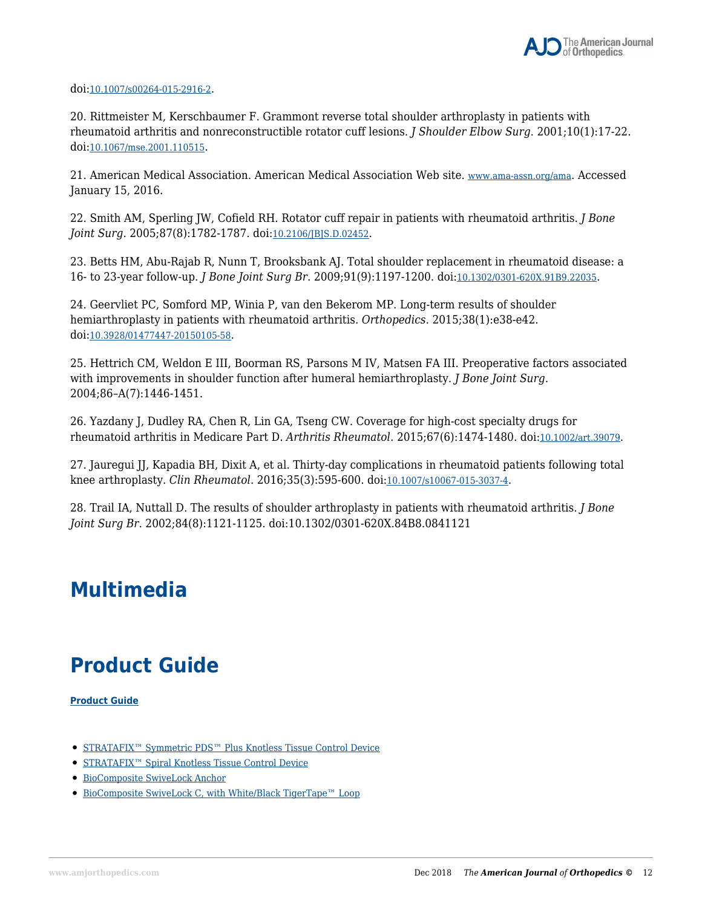doi:10.1007/s00264-015-2916-2.

20. Rittmeister M, Kerschbaumer F. Grammont reverse total shoulder arthroplasty in patients with rheumatoid arthritis and nonreconstructible rotator cuff lesions. *J Shoulder Elbow Surg*. 2001;10(1):17-22. doi:10.1067/mse.2001.110515.

21. American Medical Association. American Medical Association Web site. www.ama-assn.org/ama. Accessed January 15, 2016.

22. Smith AM, Sperling JW, Cofield RH. Rotator cuff repair in patients with rheumatoid arthritis. *J Bone Joint Surg*. 2005;87(8):1782-1787. doi:10.2106/JBJS.D.02452.

23. Betts HM, Abu-Rajab R, Nunn T, Brooksbank AJ. Total shoulder replacement in rheumatoid disease: a 16- to 23-year follow-up. *J Bone Joint Surg Br*. 2009;91(9):1197-1200. doi:10.1302/0301-620X.91B9.22035.

24. Geervliet PC, Somford MP, Winia P, van den Bekerom MP. Long-term results of shoulder hemiarthroplasty in patients with rheumatoid arthritis. *Orthopedics*. 2015;38(1):e38-e42. doi:10.3928/01477447-20150105-58.

25. Hettrich CM, Weldon E III, Boorman RS, Parsons M IV, Matsen FA III. Preoperative factors associated with improvements in shoulder function after humeral hemiarthroplasty. *J Bone Joint Surg*. 2004;86–A(7):1446-1451.

26. Yazdany J, Dudley RA, Chen R, Lin GA, Tseng CW. Coverage for high-cost specialty drugs for rheumatoid arthritis in Medicare Part D. *Arthritis Rheumatol*. 2015;67(6):1474-1480. doi:10.1002/art.39079.

27. Jauregui JJ, Kapadia BH, Dixit A, et al. Thirty-day complications in rheumatoid patients following total knee arthroplasty. *Clin Rheumatol*. 2016;35(3):595-600. doi:10.1007/s10067-015-3037-4.

28. Trail IA, Nuttall D. The results of shoulder arthroplasty in patients with rheumatoid arthritis. *J Bone Joint Surg Br*. 2002;84(8):1121-1125. doi:10.1302/0301-620X.84B8.0841121

# Multimedia

# Product Guide

**Product Guide**

- STRATAFIX™ Symmetric PDS™ Plus Knotless Tissue Control Device
- STRATAFIX™ Spiral Knotless Tissue Control Device
- BioComposite SwiveLock Anchor
- BioComposite SwiveLock C, with White/Black TigerTape™ Loop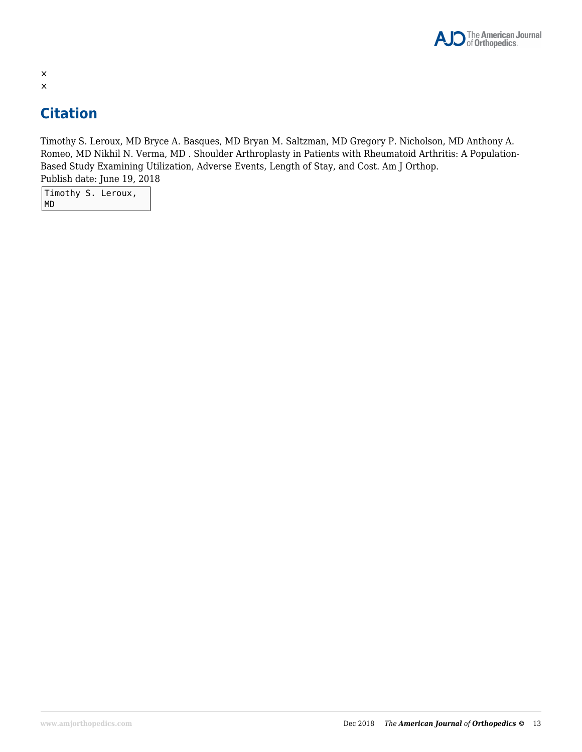×
×

## Citation

Timothy S. Leroux, MD Bryce A. Basques, MD Bryan M. Saltzman, MD Gregory P. Nicholson, MD Anthony A. Romeo, MD Nikhil N. Verma, MD . Shoulder Arthroplasty in Patients with Rheumatoid Arthritis: A Population-Based Study Examining Utilization, Adverse Events, Length of Stay, and Cost. Am J Orthop.
Publish date: June 19, 2018

```
Timothy S. Leroux,
MD
```